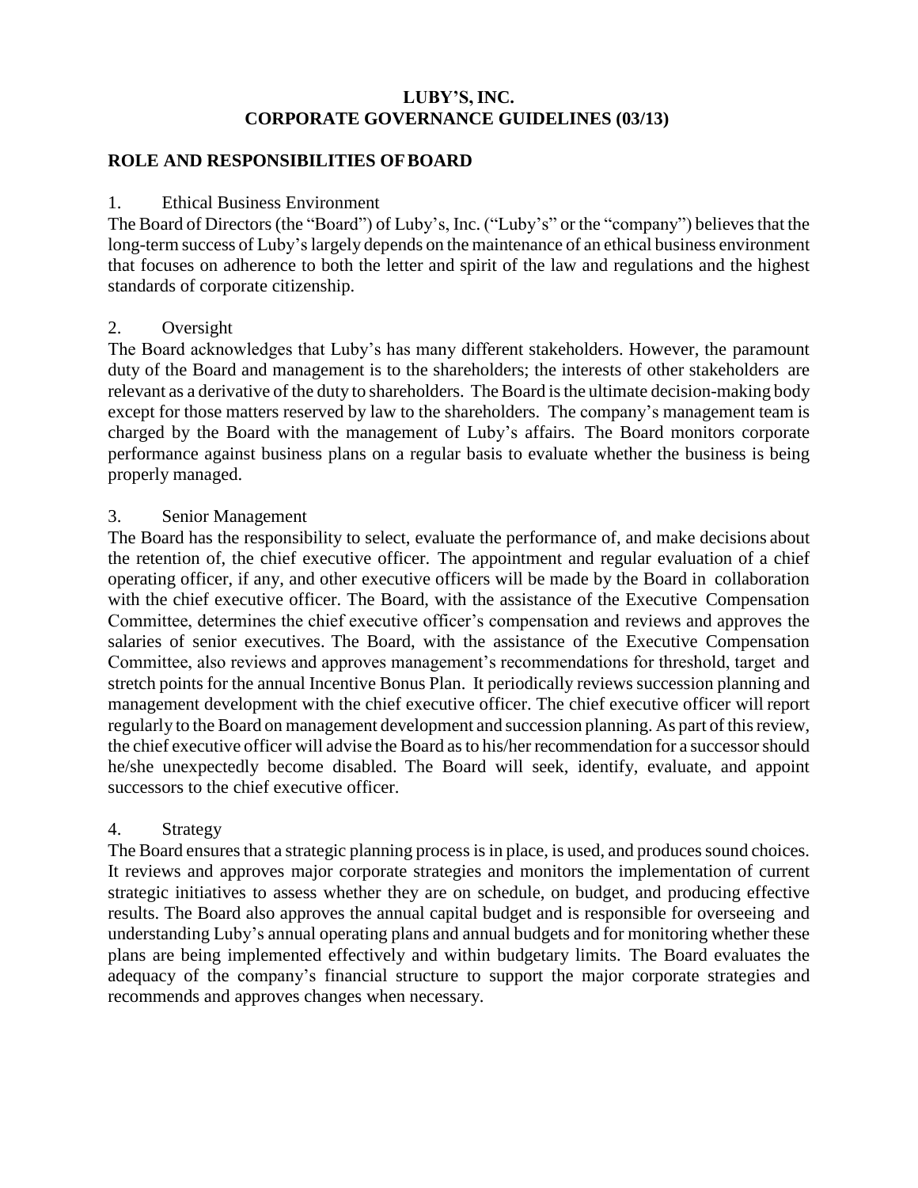# LUBY'S, INC.
# CORPORATE GOVERNANCE GUIDELINES (03/13)

## ROLE AND RESPONSIBILITIES OF BOARD

### 1. Ethical Business Environment

The Board of Directors (the "Board") of Luby's, Inc. ("Luby's" or the "company") believes that the long-term success of Luby's largely depends on the maintenance of an ethical business environment that focuses on adherence to both the letter and spirit of the law and regulations and the highest standards of corporate citizenship.

### 2. Oversight

The Board acknowledges that Luby's has many different stakeholders. However, the paramount duty of the Board and management is to the shareholders; the interests of other stakeholders are relevant as a derivative of the duty to shareholders. The Board is the ultimate decision-making body except for those matters reserved by law to the shareholders. The company's management team is charged by the Board with the management of Luby's affairs. The Board monitors corporate performance against business plans on a regular basis to evaluate whether the business is being properly managed.

### 3. Senior Management

The Board has the responsibility to select, evaluate the performance of, and make decisions about the retention of, the chief executive officer. The appointment and regular evaluation of a chief operating officer, if any, and other executive officers will be made by the Board in collaboration with the chief executive officer. The Board, with the assistance of the Executive Compensation Committee, determines the chief executive officer's compensation and reviews and approves the salaries of senior executives. The Board, with the assistance of the Executive Compensation Committee, also reviews and approves management's recommendations for threshold, target and stretch points for the annual Incentive Bonus Plan. It periodically reviews succession planning and management development with the chief executive officer. The chief executive officer will report regularly to the Board on management development and succession planning. As part of this review, the chief executive officer will advise the Board as to his/her recommendation for a successor should he/she unexpectedly become disabled. The Board will seek, identify, evaluate, and appoint successors to the chief executive officer.

### 4. Strategy

The Board ensures that a strategic planning process is in place, is used, and produces sound choices. It reviews and approves major corporate strategies and monitors the implementation of current strategic initiatives to assess whether they are on schedule, on budget, and producing effective results. The Board also approves the annual capital budget and is responsible for overseeing and understanding Luby's annual operating plans and annual budgets and for monitoring whether these plans are being implemented effectively and within budgetary limits. The Board evaluates the adequacy of the company's financial structure to support the major corporate strategies and recommends and approves changes when necessary.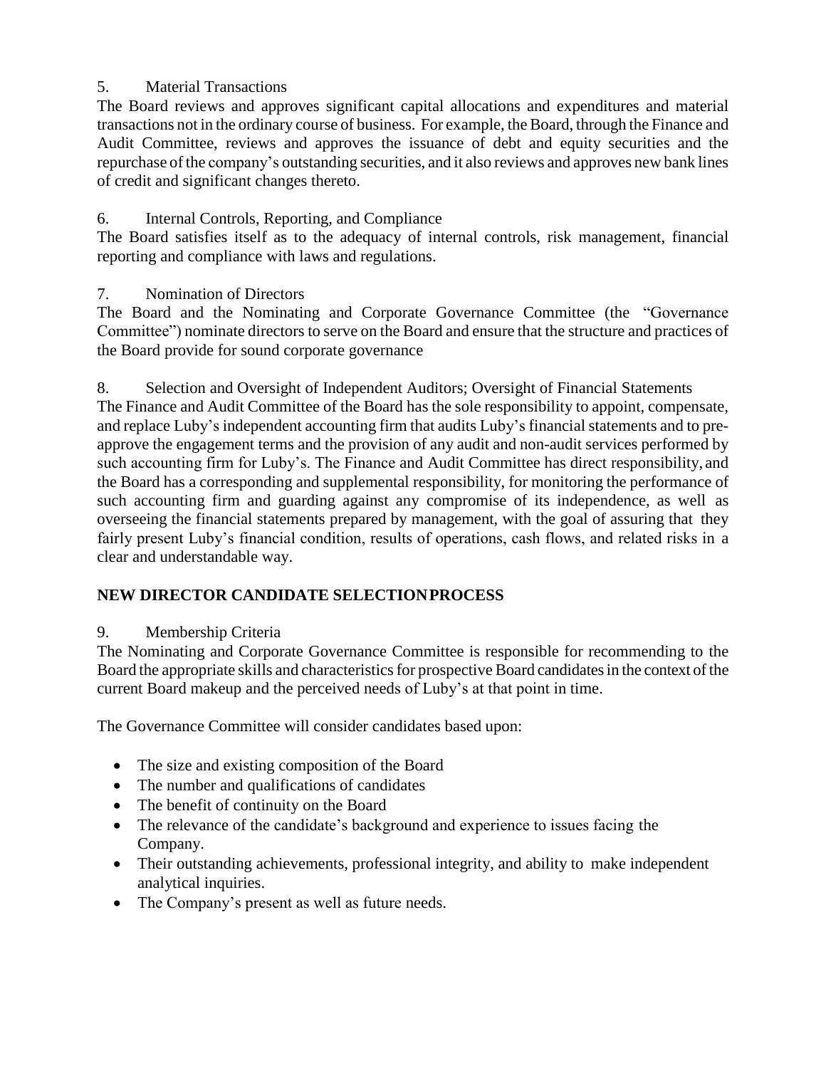5. Material Transactions

The Board reviews and approves significant capital allocations and expenditures and material transactions not in the ordinary course of business. For example, the Board, through the Finance and Audit Committee, reviews and approves the issuance of debt and equity securities and the repurchase of the company's outstanding securities, and it also reviews and approves new bank lines of credit and significant changes thereto.

6. Internal Controls, Reporting, and Compliance

The Board satisfies itself as to the adequacy of internal controls, risk management, financial reporting and compliance with laws and regulations.

7. Nomination of Directors

The Board and the Nominating and Corporate Governance Committee (the "Governance Committee") nominate directors to serve on the Board and ensure that the structure and practices of the Board provide for sound corporate governance

8. Selection and Oversight of Independent Auditors; Oversight of Financial Statements

The Finance and Audit Committee of the Board has the sole responsibility to appoint, compensate, and replace Luby's independent accounting firm that audits Luby's financial statements and to pre-approve the engagement terms and the provision of any audit and non-audit services performed by such accounting firm for Luby's. The Finance and Audit Committee has direct responsibility, and the Board has a corresponding and supplemental responsibility, for monitoring the performance of such accounting firm and guarding against any compromise of its independence, as well as overseeing the financial statements prepared by management, with the goal of assuring that they fairly present Luby's financial condition, results of operations, cash flows, and related risks in a clear and understandable way.

## NEW DIRECTOR CANDIDATE SELECTION PROCESS

9. Membership Criteria

The Nominating and Corporate Governance Committee is responsible for recommending to the Board the appropriate skills and characteristics for prospective Board candidates in the context of the current Board makeup and the perceived needs of Luby's at that point in time.

The Governance Committee will consider candidates based upon:

- The size and existing composition of the Board
- The number and qualifications of candidates
- The benefit of continuity on the Board
- The relevance of the candidate's background and experience to issues facing the Company.
- Their outstanding achievements, professional integrity, and ability to make independent analytical inquiries.
- The Company's present as well as future needs.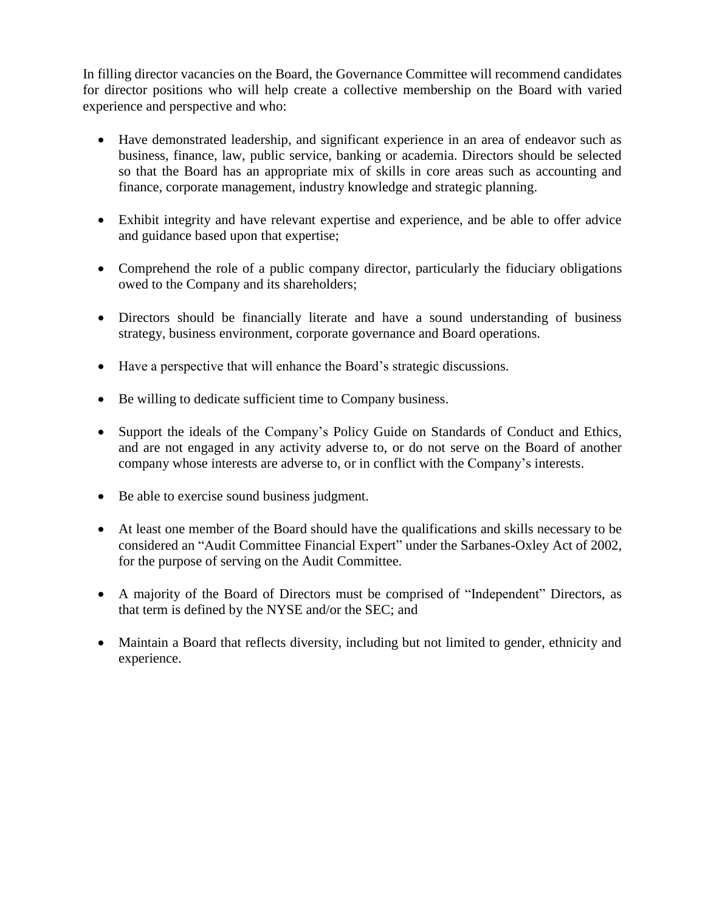In filling director vacancies on the Board, the Governance Committee will recommend candidates for director positions who will help create a collective membership on the Board with varied experience and perspective and who:

- Have demonstrated leadership, and significant experience in an area of endeavor such as business, finance, law, public service, banking or academia. Directors should be selected so that the Board has an appropriate mix of skills in core areas such as accounting and finance, corporate management, industry knowledge and strategic planning.
- Exhibit integrity and have relevant expertise and experience, and be able to offer advice and guidance based upon that expertise;
- Comprehend the role of a public company director, particularly the fiduciary obligations owed to the Company and its shareholders;
- Directors should be financially literate and have a sound understanding of business strategy, business environment, corporate governance and Board operations.
- Have a perspective that will enhance the Board's strategic discussions.
- Be willing to dedicate sufficient time to Company business.
- Support the ideals of the Company's Policy Guide on Standards of Conduct and Ethics, and are not engaged in any activity adverse to, or do not serve on the Board of another company whose interests are adverse to, or in conflict with the Company's interests.
- Be able to exercise sound business judgment.
- At least one member of the Board should have the qualifications and skills necessary to be considered an "Audit Committee Financial Expert" under the Sarbanes-Oxley Act of 2002, for the purpose of serving on the Audit Committee.
- A majority of the Board of Directors must be comprised of "Independent" Directors, as that term is defined by the NYSE and/or the SEC; and
- Maintain a Board that reflects diversity, including but not limited to gender, ethnicity and experience.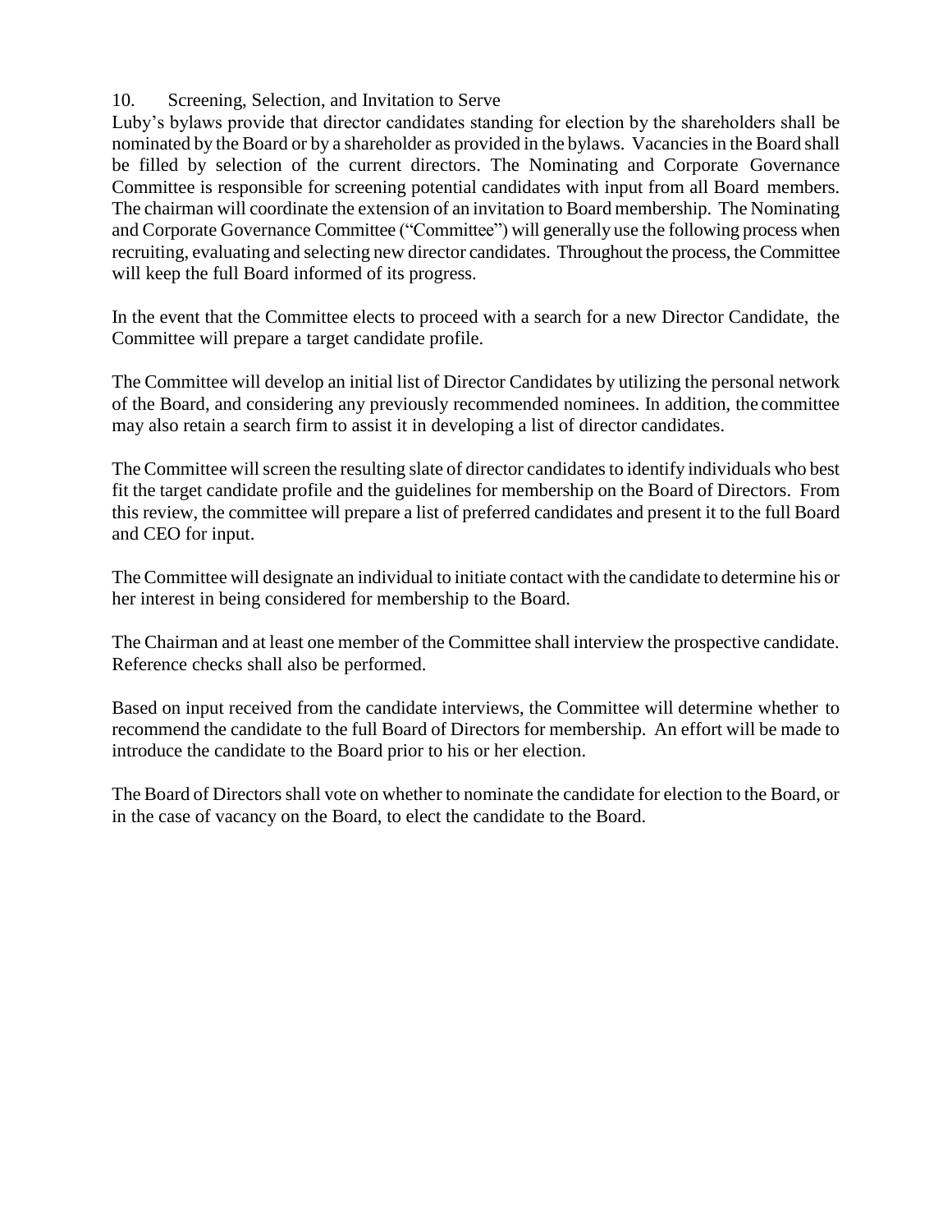## 10. Screening, Selection, and Invitation to Serve

Luby's bylaws provide that director candidates standing for election by the shareholders shall be nominated by the Board or by a shareholder as provided in the bylaws. Vacancies in the Board shall be filled by selection of the current directors. The Nominating and Corporate Governance Committee is responsible for screening potential candidates with input from all Board members. The chairman will coordinate the extension of an invitation to Board membership. The Nominating and Corporate Governance Committee ("Committee") will generally use the following process when recruiting, evaluating and selecting new director candidates. Throughout the process, the Committee will keep the full Board informed of its progress.

In the event that the Committee elects to proceed with a search for a new Director Candidate, the Committee will prepare a target candidate profile.

The Committee will develop an initial list of Director Candidates by utilizing the personal network of the Board, and considering any previously recommended nominees. In addition, the committee may also retain a search firm to assist it in developing a list of director candidates.

The Committee will screen the resulting slate of director candidates to identify individuals who best fit the target candidate profile and the guidelines for membership on the Board of Directors. From this review, the committee will prepare a list of preferred candidates and present it to the full Board and CEO for input.

The Committee will designate an individual to initiate contact with the candidate to determine his or her interest in being considered for membership to the Board.

The Chairman and at least one member of the Committee shall interview the prospective candidate. Reference checks shall also be performed.

Based on input received from the candidate interviews, the Committee will determine whether to recommend the candidate to the full Board of Directors for membership. An effort will be made to introduce the candidate to the Board prior to his or her election.

The Board of Directors shall vote on whether to nominate the candidate for election to the Board, or in the case of vacancy on the Board, to elect the candidate to the Board.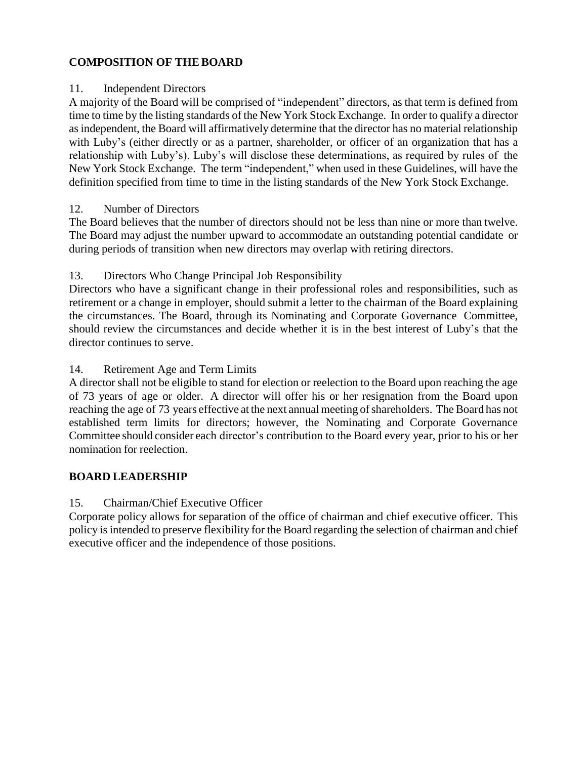## COMPOSITION OF THE BOARD

11. Independent Directors

A majority of the Board will be comprised of "independent" directors, as that term is defined from time to time by the listing standards of the New York Stock Exchange. In order to qualify a director as independent, the Board will affirmatively determine that the director has no material relationship with Luby's (either directly or as a partner, shareholder, or officer of an organization that has a relationship with Luby's). Luby's will disclose these determinations, as required by rules of the New York Stock Exchange. The term "independent," when used in these Guidelines, will have the definition specified from time to time in the listing standards of the New York Stock Exchange.

12. Number of Directors

The Board believes that the number of directors should not be less than nine or more than twelve. The Board may adjust the number upward to accommodate an outstanding potential candidate or during periods of transition when new directors may overlap with retiring directors.

13. Directors Who Change Principal Job Responsibility

Directors who have a significant change in their professional roles and responsibilities, such as retirement or a change in employer, should submit a letter to the chairman of the Board explaining the circumstances. The Board, through its Nominating and Corporate Governance Committee, should review the circumstances and decide whether it is in the best interest of Luby's that the director continues to serve.

14. Retirement Age and Term Limits

A director shall not be eligible to stand for election or reelection to the Board upon reaching the age of 73 years of age or older. A director will offer his or her resignation from the Board upon reaching the age of 73 years effective at the next annual meeting of shareholders. The Board has not established term limits for directors; however, the Nominating and Corporate Governance Committee should consider each director's contribution to the Board every year, prior to his or her nomination for reelection.

## BOARD LEADERSHIP

15. Chairman/Chief Executive Officer

Corporate policy allows for separation of the office of chairman and chief executive officer. This policy is intended to preserve flexibility for the Board regarding the selection of chairman and chief executive officer and the independence of those positions.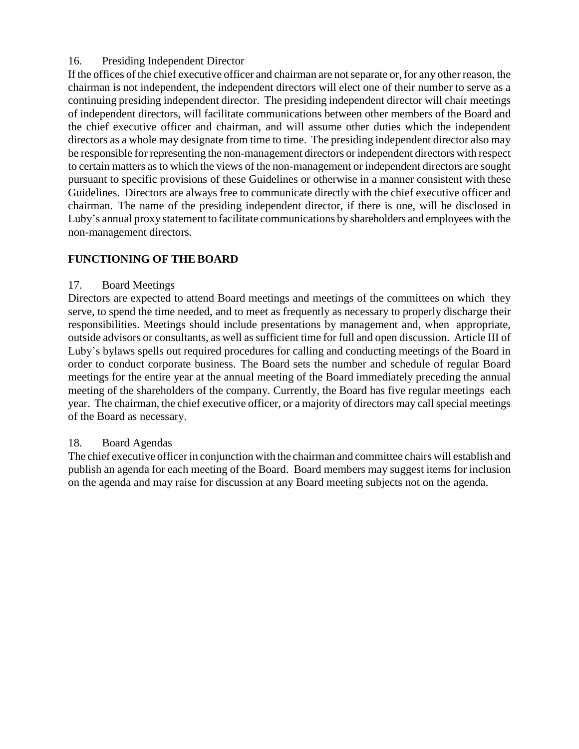16. Presiding Independent Director

If the offices of the chief executive officer and chairman are not separate or, for any other reason, the chairman is not independent, the independent directors will elect one of their number to serve as a continuing presiding independent director. The presiding independent director will chair meetings of independent directors, will facilitate communications between other members of the Board and the chief executive officer and chairman, and will assume other duties which the independent directors as a whole may designate from time to time. The presiding independent director also may be responsible for representing the non-management directors or independent directors with respect to certain matters as to which the views of the non-management or independent directors are sought pursuant to specific provisions of these Guidelines or otherwise in a manner consistent with these Guidelines. Directors are always free to communicate directly with the chief executive officer and chairman. The name of the presiding independent director, if there is one, will be disclosed in Luby's annual proxy statement to facilitate communications by shareholders and employees with the non-management directors.

## FUNCTIONING OF THE BOARD

17. Board Meetings

Directors are expected to attend Board meetings and meetings of the committees on which they serve, to spend the time needed, and to meet as frequently as necessary to properly discharge their responsibilities. Meetings should include presentations by management and, when appropriate, outside advisors or consultants, as well as sufficient time for full and open discussion. Article III of Luby's bylaws spells out required procedures for calling and conducting meetings of the Board in order to conduct corporate business. The Board sets the number and schedule of regular Board meetings for the entire year at the annual meeting of the Board immediately preceding the annual meeting of the shareholders of the company. Currently, the Board has five regular meetings each year. The chairman, the chief executive officer, or a majority of directors may call special meetings of the Board as necessary.

18. Board Agendas

The chief executive officer in conjunction with the chairman and committee chairs will establish and publish an agenda for each meeting of the Board. Board members may suggest items for inclusion on the agenda and may raise for discussion at any Board meeting subjects not on the agenda.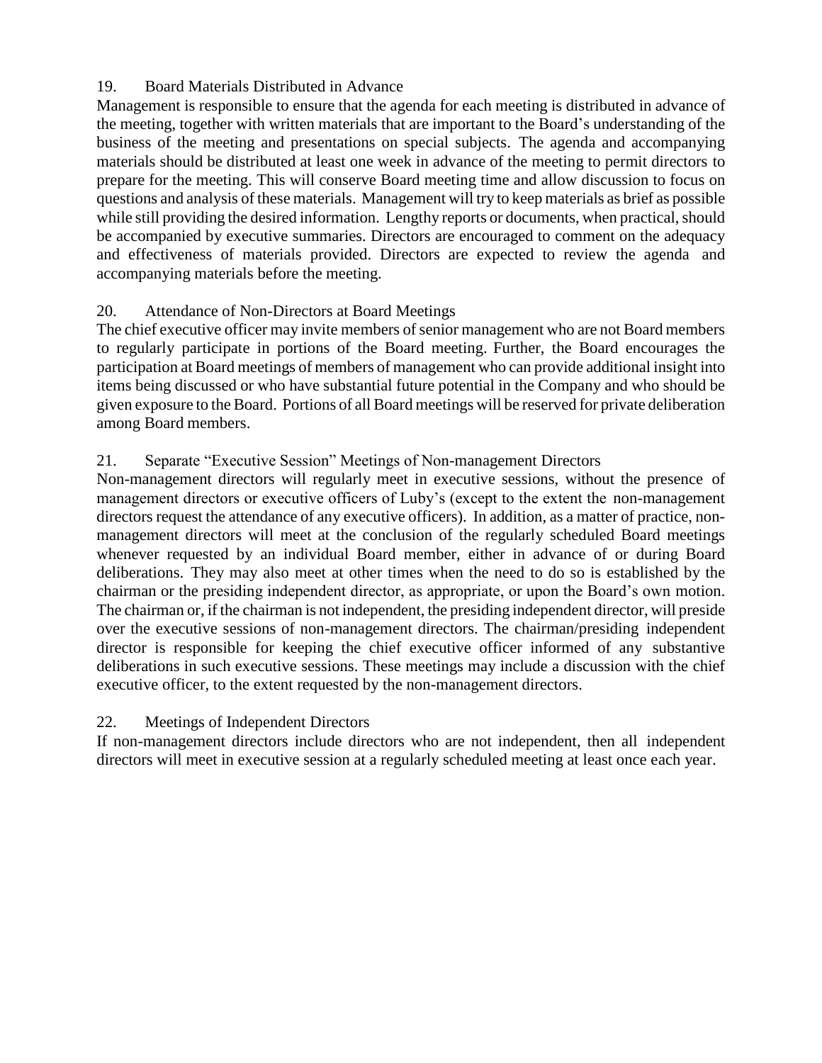19. Board Materials Distributed in Advance

Management is responsible to ensure that the agenda for each meeting is distributed in advance of the meeting, together with written materials that are important to the Board's understanding of the business of the meeting and presentations on special subjects. The agenda and accompanying materials should be distributed at least one week in advance of the meeting to permit directors to prepare for the meeting. This will conserve Board meeting time and allow discussion to focus on questions and analysis of these materials. Management will try to keep materials as brief as possible while still providing the desired information. Lengthy reports or documents, when practical, should be accompanied by executive summaries. Directors are encouraged to comment on the adequacy and effectiveness of materials provided. Directors are expected to review the agenda and accompanying materials before the meeting.

20. Attendance of Non-Directors at Board Meetings

The chief executive officer may invite members of senior management who are not Board members to regularly participate in portions of the Board meeting. Further, the Board encourages the participation at Board meetings of members of management who can provide additional insight into items being discussed or who have substantial future potential in the Company and who should be given exposure to the Board. Portions of all Board meetings will be reserved for private deliberation among Board members.

21. Separate "Executive Session" Meetings of Non-management Directors

Non-management directors will regularly meet in executive sessions, without the presence of management directors or executive officers of Luby's (except to the extent the non-management directors request the attendance of any executive officers). In addition, as a matter of practice, non-management directors will meet at the conclusion of the regularly scheduled Board meetings whenever requested by an individual Board member, either in advance of or during Board deliberations. They may also meet at other times when the need to do so is established by the chairman or the presiding independent director, as appropriate, or upon the Board's own motion. The chairman or, if the chairman is not independent, the presiding independent director, will preside over the executive sessions of non-management directors. The chairman/presiding independent director is responsible for keeping the chief executive officer informed of any substantive deliberations in such executive sessions. These meetings may include a discussion with the chief executive officer, to the extent requested by the non-management directors.

22. Meetings of Independent Directors

If non-management directors include directors who are not independent, then all independent directors will meet in executive session at a regularly scheduled meeting at least once each year.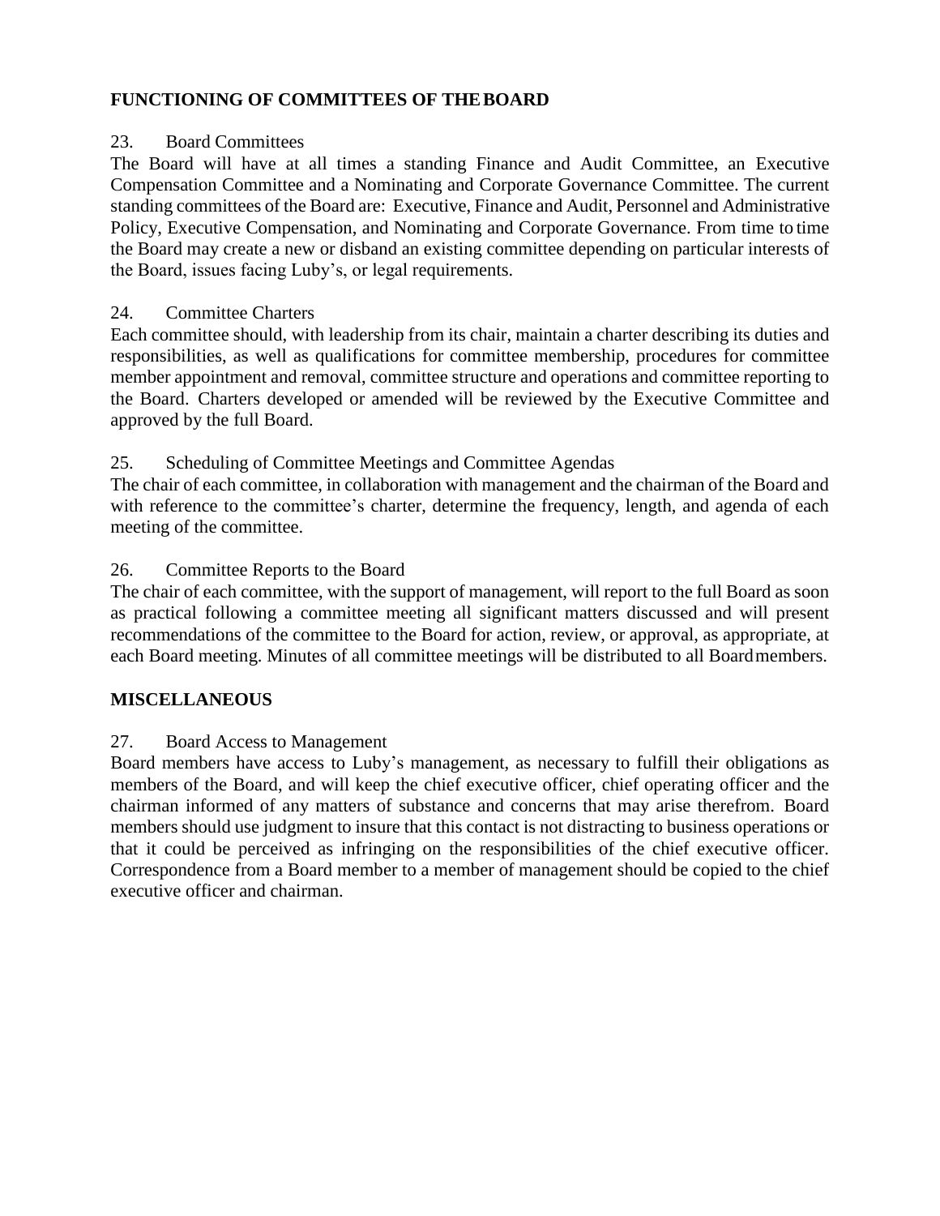## FUNCTIONING OF COMMITTEES OF THE BOARD

23. Board Committees

The Board will have at all times a standing Finance and Audit Committee, an Executive Compensation Committee and a Nominating and Corporate Governance Committee. The current standing committees of the Board are: Executive, Finance and Audit, Personnel and Administrative Policy, Executive Compensation, and Nominating and Corporate Governance. From time to time the Board may create a new or disband an existing committee depending on particular interests of the Board, issues facing Luby's, or legal requirements.

24. Committee Charters

Each committee should, with leadership from its chair, maintain a charter describing its duties and responsibilities, as well as qualifications for committee membership, procedures for committee member appointment and removal, committee structure and operations and committee reporting to the Board. Charters developed or amended will be reviewed by the Executive Committee and approved by the full Board.

25. Scheduling of Committee Meetings and Committee Agendas

The chair of each committee, in collaboration with management and the chairman of the Board and with reference to the committee's charter, determine the frequency, length, and agenda of each meeting of the committee.

26. Committee Reports to the Board

The chair of each committee, with the support of management, will report to the full Board as soon as practical following a committee meeting all significant matters discussed and will present recommendations of the committee to the Board for action, review, or approval, as appropriate, at each Board meeting. Minutes of all committee meetings will be distributed to all Board members.

## MISCELLANEOUS

27. Board Access to Management

Board members have access to Luby's management, as necessary to fulfill their obligations as members of the Board, and will keep the chief executive officer, chief operating officer and the chairman informed of any matters of substance and concerns that may arise therefrom. Board members should use judgment to insure that this contact is not distracting to business operations or that it could be perceived as infringing on the responsibilities of the chief executive officer. Correspondence from a Board member to a member of management should be copied to the chief executive officer and chairman.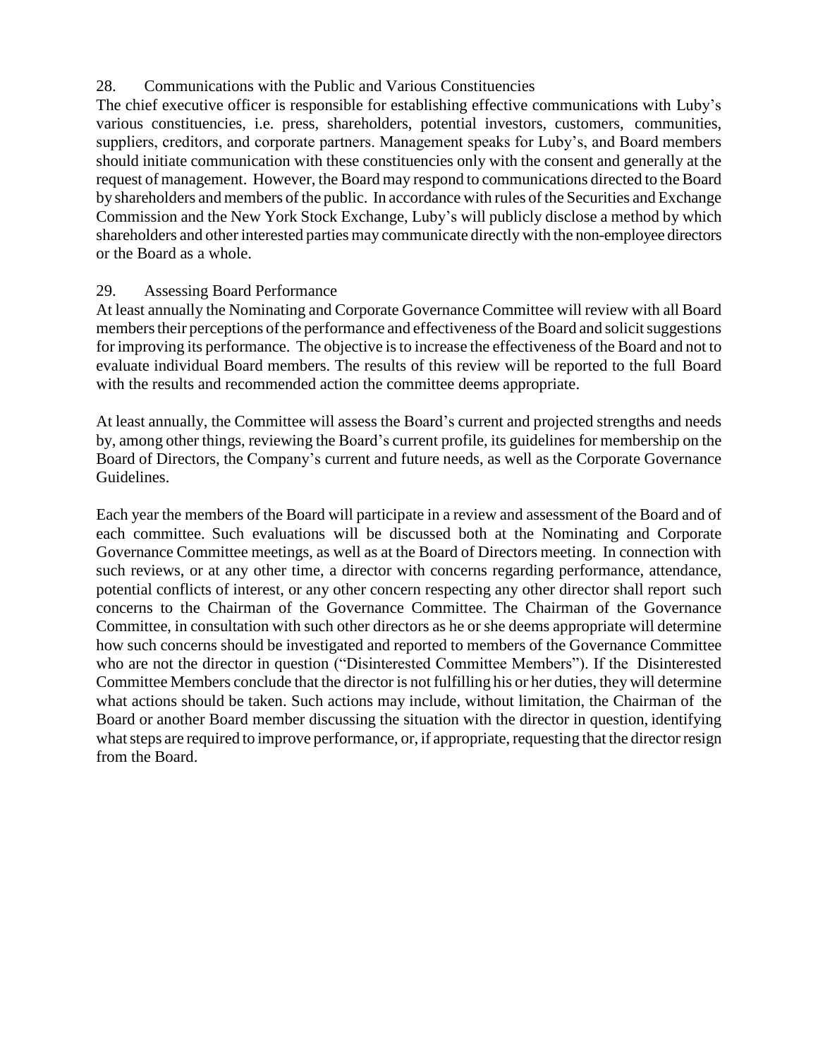## 28. Communications with the Public and Various Constituencies

The chief executive officer is responsible for establishing effective communications with Luby's various constituencies, i.e. press, shareholders, potential investors, customers, communities, suppliers, creditors, and corporate partners. Management speaks for Luby's, and Board members should initiate communication with these constituencies only with the consent and generally at the request of management. However, the Board may respond to communications directed to the Board by shareholders and members of the public. In accordance with rules of the Securities and Exchange Commission and the New York Stock Exchange, Luby's will publicly disclose a method by which shareholders and other interested parties may communicate directly with the non-employee directors or the Board as a whole.

## 29. Assessing Board Performance

At least annually the Nominating and Corporate Governance Committee will review with all Board members their perceptions of the performance and effectiveness of the Board and solicit suggestions for improving its performance. The objective is to increase the effectiveness of the Board and not to evaluate individual Board members. The results of this review will be reported to the full Board with the results and recommended action the committee deems appropriate.

At least annually, the Committee will assess the Board's current and projected strengths and needs by, among other things, reviewing the Board's current profile, its guidelines for membership on the Board of Directors, the Company's current and future needs, as well as the Corporate Governance Guidelines.

Each year the members of the Board will participate in a review and assessment of the Board and of each committee. Such evaluations will be discussed both at the Nominating and Corporate Governance Committee meetings, as well as at the Board of Directors meeting. In connection with such reviews, or at any other time, a director with concerns regarding performance, attendance, potential conflicts of interest, or any other concern respecting any other director shall report such concerns to the Chairman of the Governance Committee. The Chairman of the Governance Committee, in consultation with such other directors as he or she deems appropriate will determine how such concerns should be investigated and reported to members of the Governance Committee who are not the director in question ("Disinterested Committee Members"). If the Disinterested Committee Members conclude that the director is not fulfilling his or her duties, they will determine what actions should be taken. Such actions may include, without limitation, the Chairman of the Board or another Board member discussing the situation with the director in question, identifying what steps are required to improve performance, or, if appropriate, requesting that the director resign from the Board.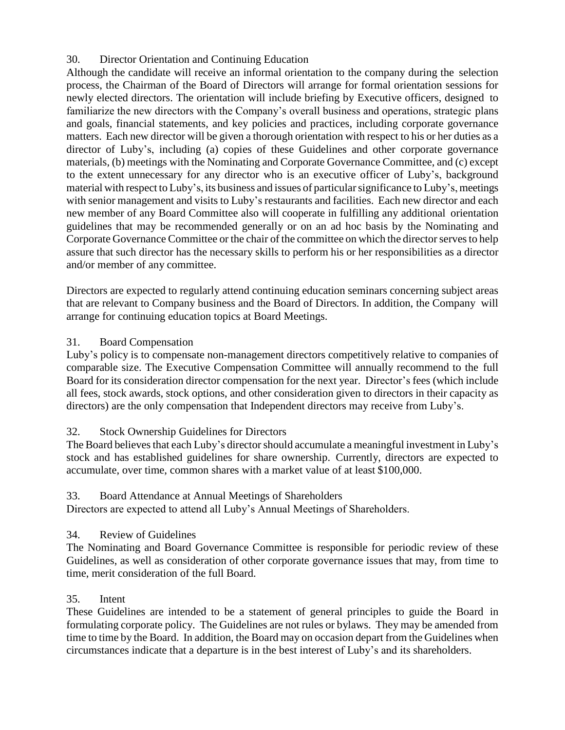## 30. Director Orientation and Continuing Education

Although the candidate will receive an informal orientation to the company during the selection process, the Chairman of the Board of Directors will arrange for formal orientation sessions for newly elected directors. The orientation will include briefing by Executive officers, designed to familiarize the new directors with the Company's overall business and operations, strategic plans and goals, financial statements, and key policies and practices, including corporate governance matters. Each new director will be given a thorough orientation with respect to his or her duties as a director of Luby's, including (a) copies of these Guidelines and other corporate governance materials, (b) meetings with the Nominating and Corporate Governance Committee, and (c) except to the extent unnecessary for any director who is an executive officer of Luby's, background material with respect to Luby's, its business and issues of particular significance to Luby's, meetings with senior management and visits to Luby's restaurants and facilities. Each new director and each new member of any Board Committee also will cooperate in fulfilling any additional orientation guidelines that may be recommended generally or on an ad hoc basis by the Nominating and Corporate Governance Committee or the chair of the committee on which the director serves to help assure that such director has the necessary skills to perform his or her responsibilities as a director and/or member of any committee.

Directors are expected to regularly attend continuing education seminars concerning subject areas that are relevant to Company business and the Board of Directors. In addition, the Company will arrange for continuing education topics at Board Meetings.

## 31. Board Compensation

Luby's policy is to compensate non-management directors competitively relative to companies of comparable size. The Executive Compensation Committee will annually recommend to the full Board for its consideration director compensation for the next year. Director's fees (which include all fees, stock awards, stock options, and other consideration given to directors in their capacity as directors) are the only compensation that Independent directors may receive from Luby's.

## 32. Stock Ownership Guidelines for Directors

The Board believes that each Luby's director should accumulate a meaningful investment in Luby's stock and has established guidelines for share ownership. Currently, directors are expected to accumulate, over time, common shares with a market value of at least $100,000.

## 33. Board Attendance at Annual Meetings of Shareholders

Directors are expected to attend all Luby's Annual Meetings of Shareholders.

## 34. Review of Guidelines

The Nominating and Board Governance Committee is responsible for periodic review of these Guidelines, as well as consideration of other corporate governance issues that may, from time to time, merit consideration of the full Board.

## 35. Intent

These Guidelines are intended to be a statement of general principles to guide the Board in formulating corporate policy. The Guidelines are not rules or bylaws. They may be amended from time to time by the Board. In addition, the Board may on occasion depart from the Guidelines when circumstances indicate that a departure is in the best interest of Luby's and its shareholders.